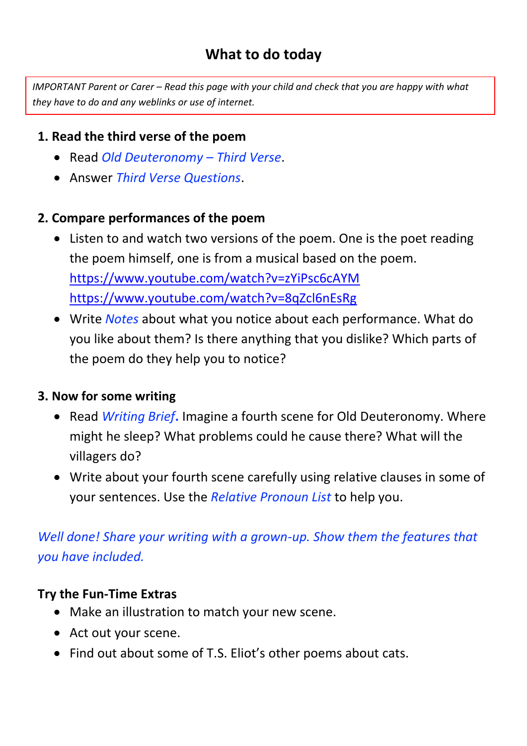# What to do today

*IMPORTANT Parent or Carer – Read this page with your child and check that you are happy with what they have to do and any weblinks or use of internet.*

**1. Read the third verse of the poem**

- Read *Old Deuteronomy – Third Verse*.
- Answer *Third Verse Questions*.

**2. Compare performances of the poem**

- Listen to and watch two versions of the poem. One is the poet reading the poem himself, one is from a musical based on the poem.
  https://www.youtube.com/watch?v=zYiPsc6cAYM
  https://www.youtube.com/watch?v=8qZcl6nEsRg
- Write *Notes* about what you notice about each performance. What do you like about them? Is there anything that you dislike? Which parts of the poem do they help you to notice?

**3. Now for some writing**

- Read *Writing Brief*. Imagine a fourth scene for Old Deuteronomy. Where might he sleep? What problems could he cause there? What will the villagers do?
- Write about your fourth scene carefully using relative clauses in some of your sentences. Use the *Relative Pronoun List* to help you.

*Well done! Share your writing with a grown-up. Show them the features that you have included.*

**Try the Fun-Time Extras**

- Make an illustration to match your new scene.
- Act out your scene.
- Find out about some of T.S. Eliot's other poems about cats.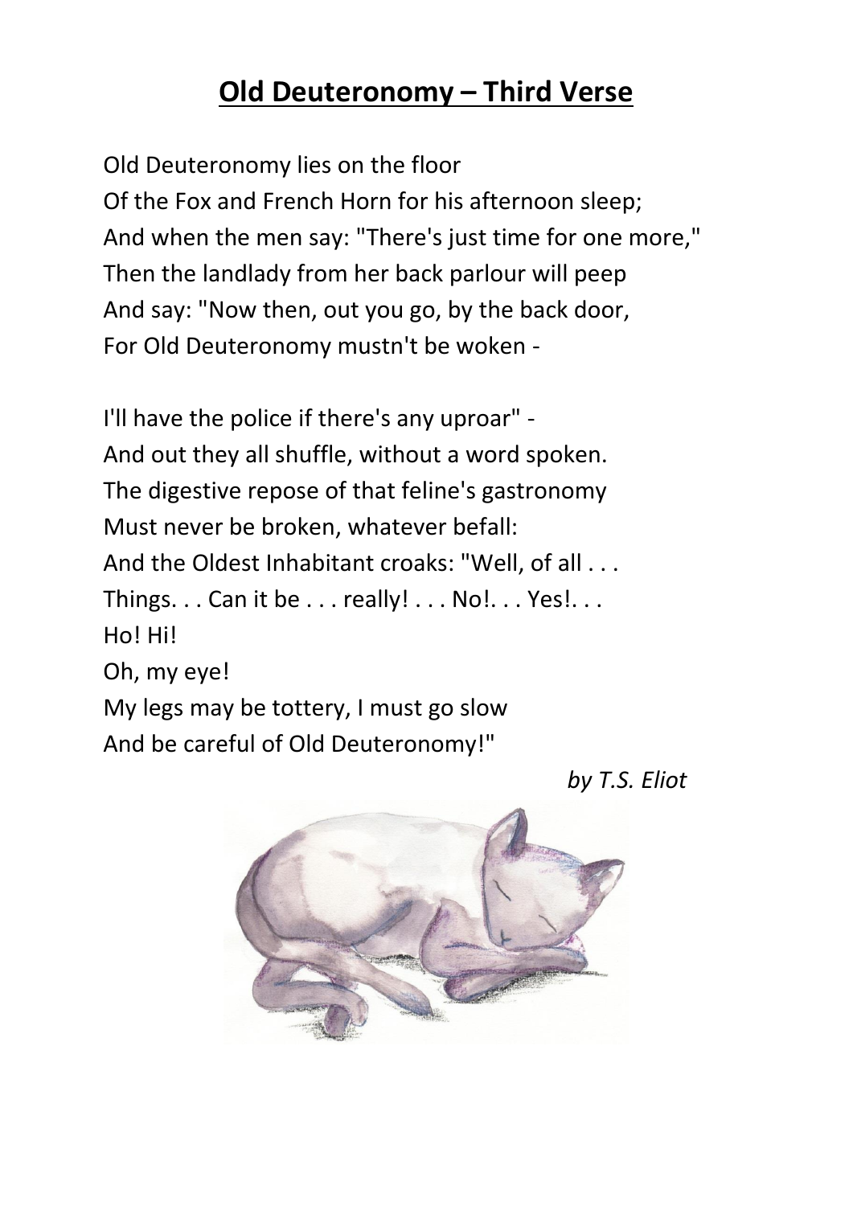## Old Deuteronomy – Third Verse

Old Deuteronomy lies on the floor
Of the Fox and French Horn for his afternoon sleep;
And when the men say: "There's just time for one more,"
Then the landlady from her back parlour will peep
And say: "Now then, out you go, by the back door,
For Old Deuteronomy mustn't be woken -

I'll have the police if there's any uproar" -
And out they all shuffle, without a word spoken.
The digestive repose of that feline's gastronomy
Must never be broken, whatever befall:
And the Oldest Inhabitant croaks: "Well, of all . . .
Things. . . Can it be . . . really! . . . No!. . . Yes!. . .
Ho! Hi!
Oh, my eye!
My legs may be tottery, I must go slow
And be careful of Old Deuteronomy!"

*by T.S. Eliot*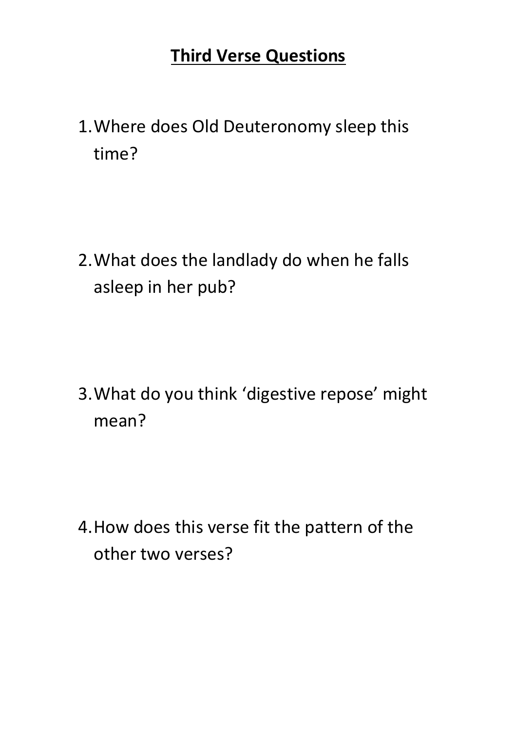# **Third Verse Questions**

1. Where does Old Deuteronomy sleep this time?

2. What does the landlady do when he falls asleep in her pub?

3. What do you think 'digestive repose' might mean?

4. How does this verse fit the pattern of the other two verses?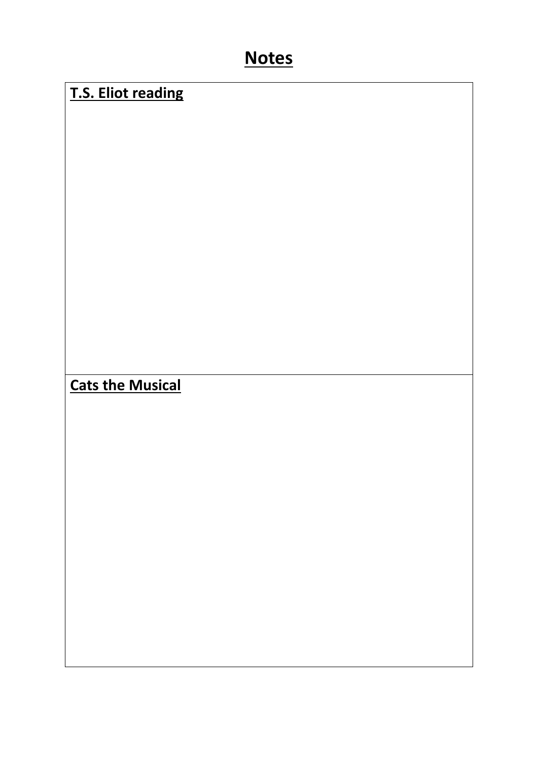# Notes

| **T.S. Eliot reading** |
| --- |
| |
| **Cats the Musical** |
| |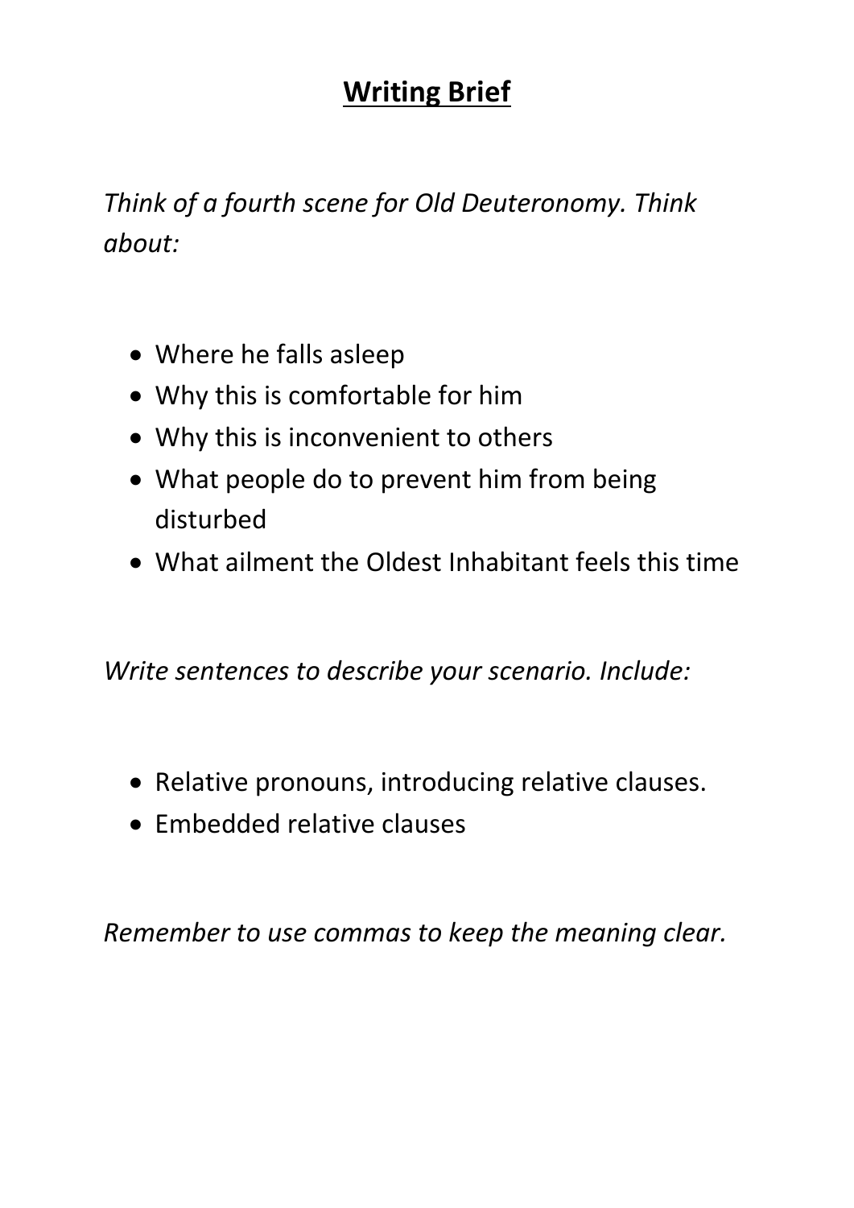# <u>**Writing Brief**</u>

*Think of a fourth scene for Old Deuteronomy. Think about:*

- Where he falls asleep
- Why this is comfortable for him
- Why this is inconvenient to others
- What people do to prevent him from being disturbed
- What ailment the Oldest Inhabitant feels this time

*Write sentences to describe your scenario. Include:*

- Relative pronouns, introducing relative clauses.
- Embedded relative clauses

*Remember to use commas to keep the meaning clear.*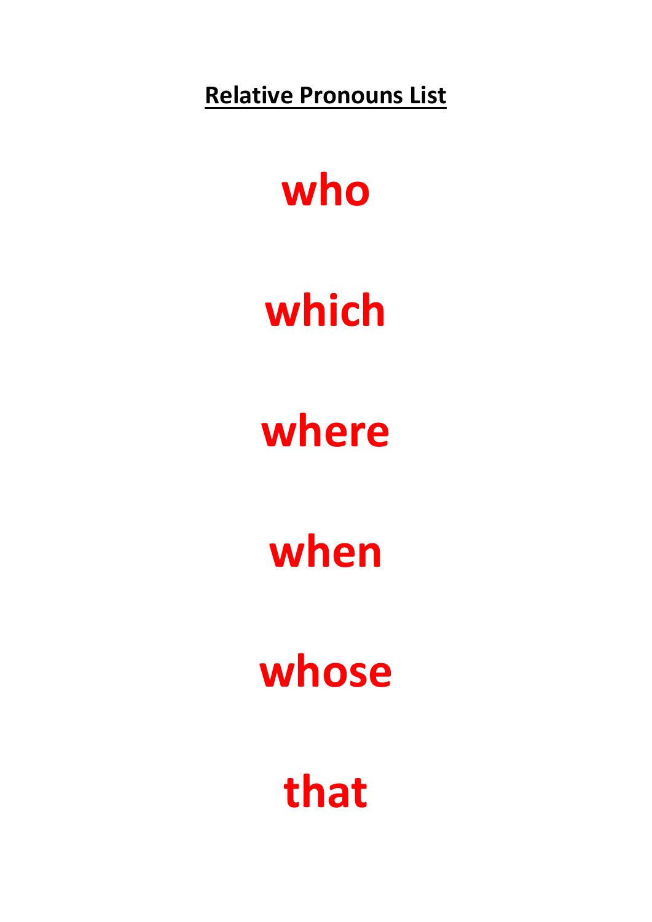**<u>Relative Pronouns List</u>**

# who

# which

# where

# when

# whose

# that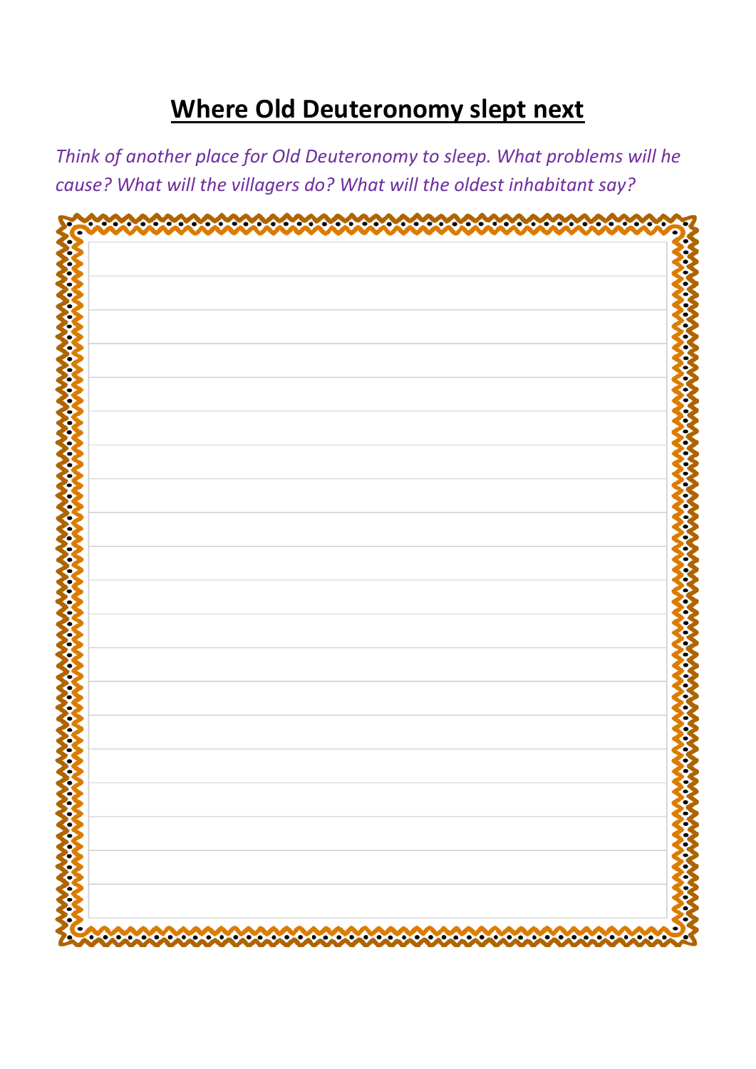# <u>Where Old Deuteronomy slept next</u>

*Think of another place for Old Deuteronomy to sleep. What problems will he cause? What will the villagers do? What will the oldest inhabitant say?*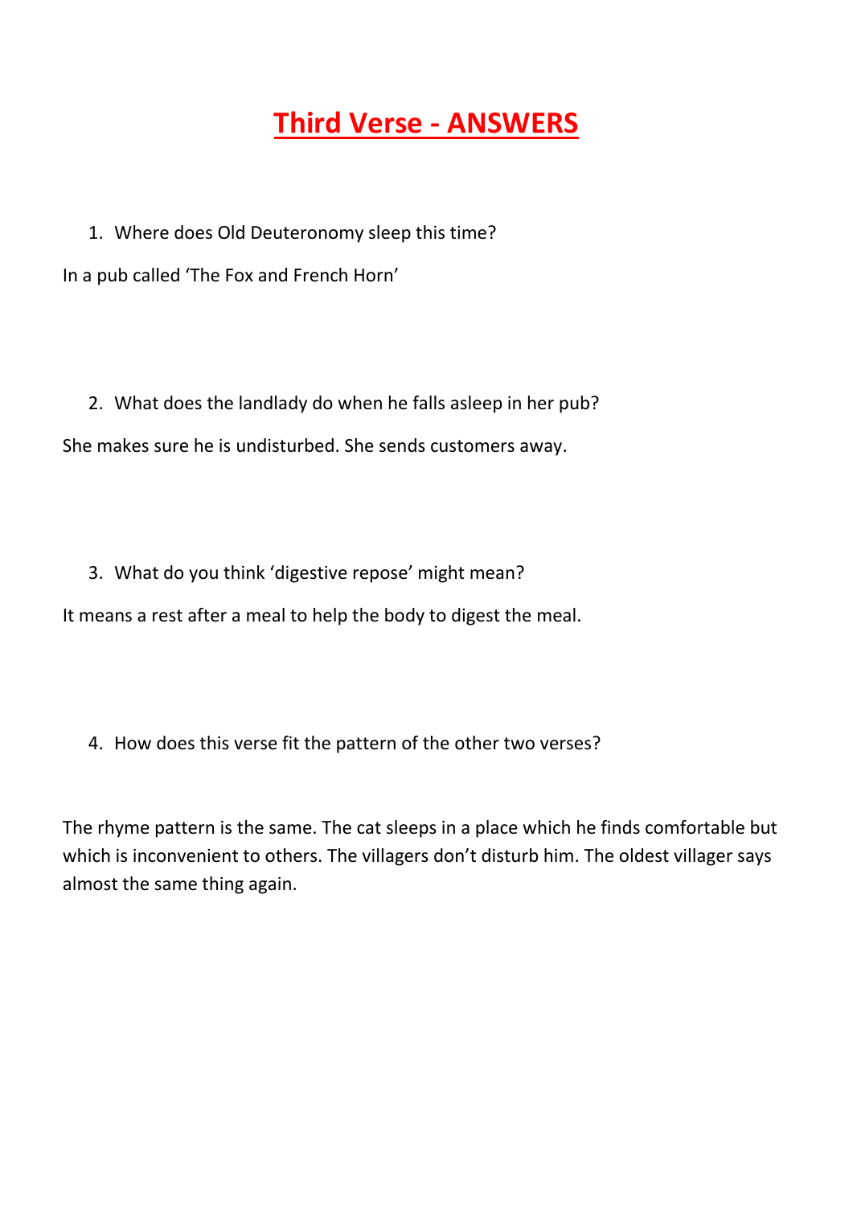# Third Verse - ANSWERS

1. Where does Old Deuteronomy sleep this time?

In a pub called 'The Fox and French Horn'

2. What does the landlady do when he falls asleep in her pub?

She makes sure he is undisturbed. She sends customers away.

3. What do you think 'digestive repose' might mean?

It means a rest after a meal to help the body to digest the meal.

4. How does this verse fit the pattern of the other two verses?

The rhyme pattern is the same. The cat sleeps in a place which he finds comfortable but which is inconvenient to others. The villagers don't disturb him. The oldest villager says almost the same thing again.